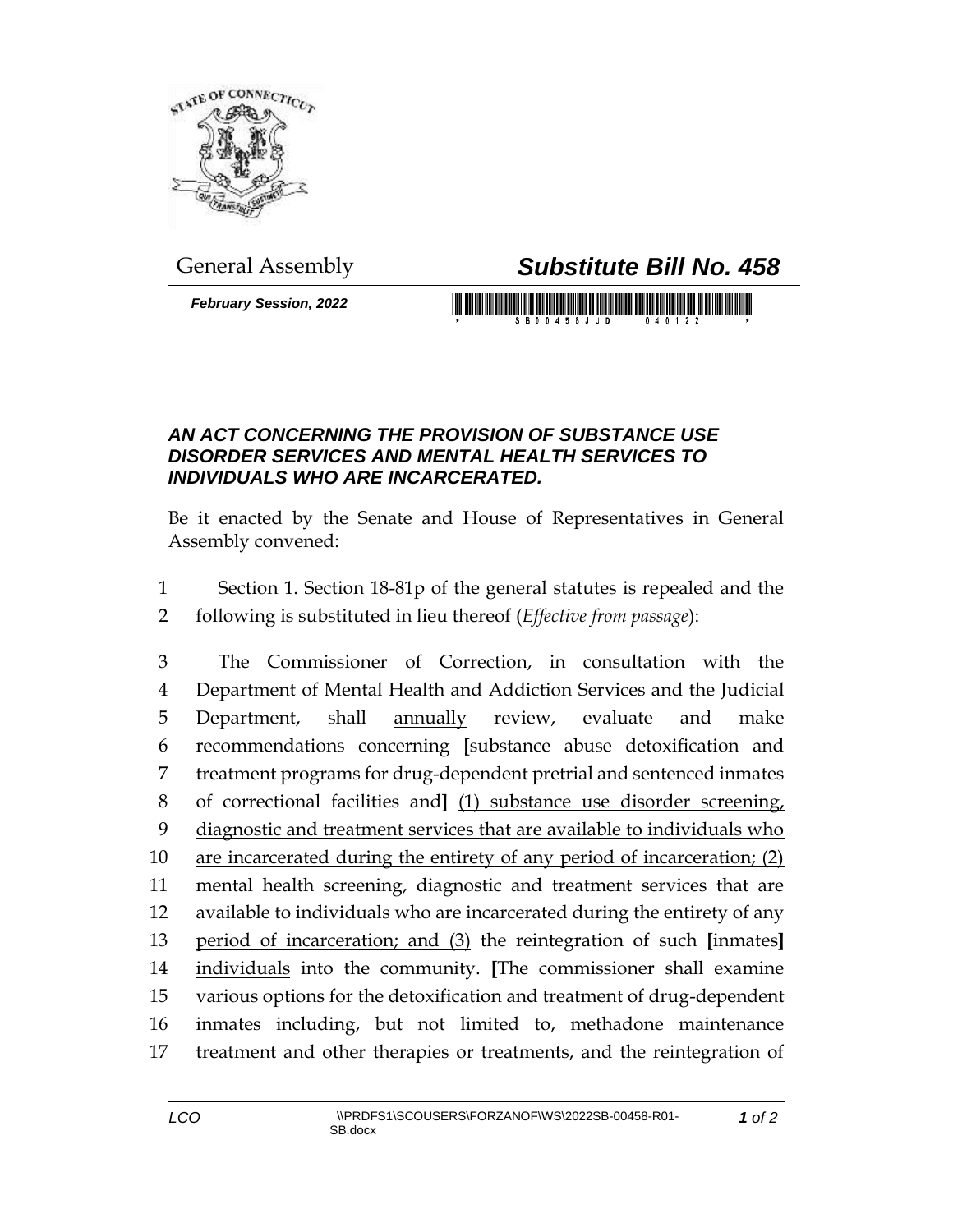General Assembly

# *Substitute Bill No. 458*

***February Session, 2022***

## *AN ACT CONCERNING THE PROVISION OF SUBSTANCE USE DISORDER SERVICES AND MENTAL HEALTH SERVICES TO INDIVIDUALS WHO ARE INCARCERATED.*

Be it enacted by the Senate and House of Representatives in General Assembly convened:

1 Section 1. Section 18-81p of the general statutes is repealed and the
2 following is substituted in lieu thereof (*Effective from passage*):

3 The Commissioner of Correction, in consultation with the
4 Department of Mental Health and Addiction Services and the Judicial
5 Department, shall <u>annually</u> review, evaluate and make
6 recommendations concerning **[**substance abuse detoxification and
7 treatment programs for drug-dependent pretrial and sentenced inmates
8 of correctional facilities and**]** <u>(1) substance use disorder screening,</u>
9 <u>diagnostic and treatment services that are available to individuals who</u>
10 <u>are incarcerated during the entirety of any period of incarceration; (2)</u>
11 <u>mental health screening, diagnostic and treatment services that are</u>
12 <u>available to individuals who are incarcerated during the entirety of any</u>
13 <u>period of incarceration; and (3)</u> the reintegration of such **[**inmates**]**
14 <u>individuals</u> into the community. **[**The commissioner shall examine
15 various options for the detoxification and treatment of drug-dependent
16 inmates including, but not limited to, methadone maintenance
17 treatment and other therapies or treatments, and the reintegration of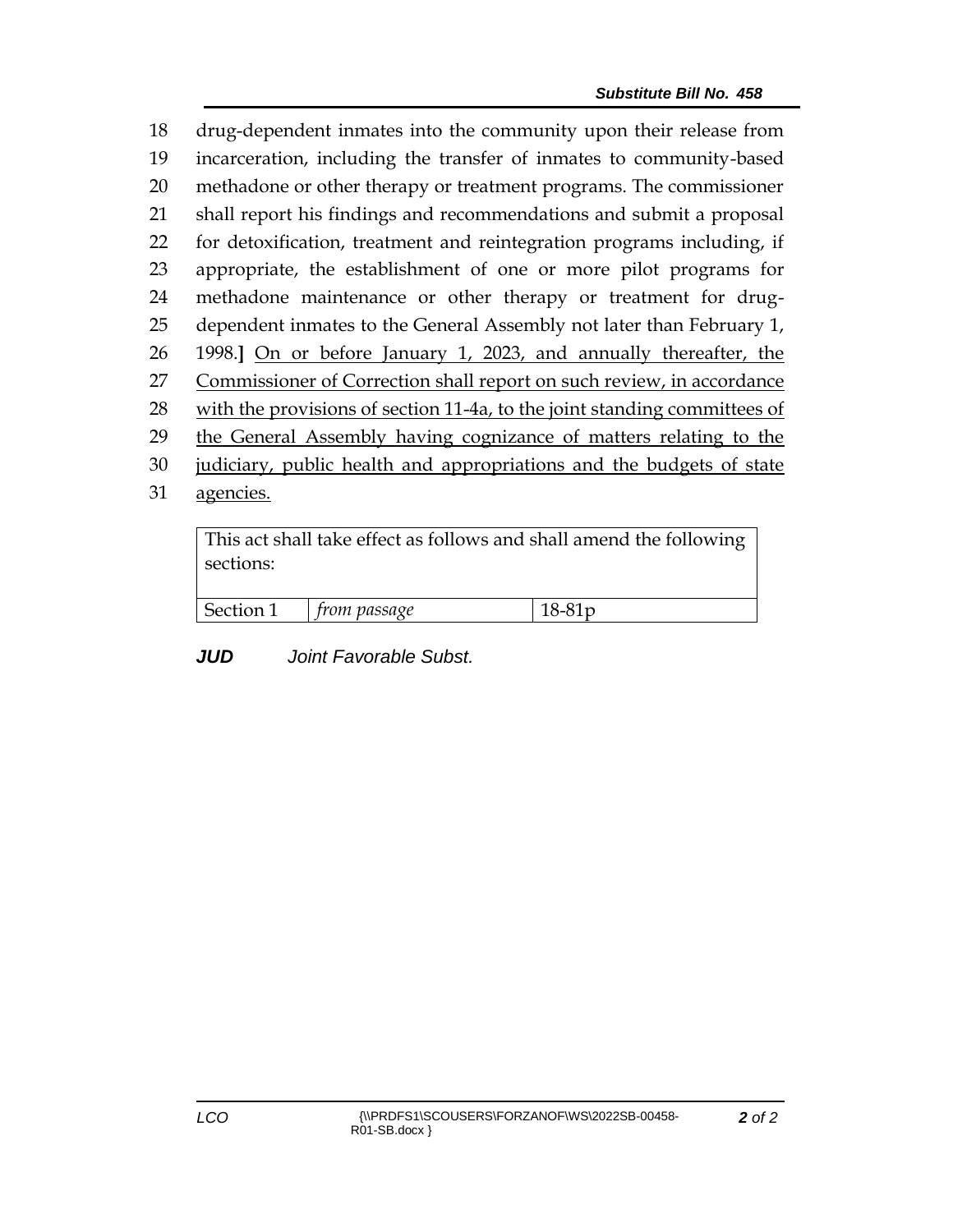18 drug-dependent inmates into the community upon their release from
19 incarceration, including the transfer of inmates to community-based
20 methadone or other therapy or treatment programs. The commissioner
21 shall report his findings and recommendations and submit a proposal
22 for detoxification, treatment and reintegration programs including, if
23 appropriate, the establishment of one or more pilot programs for
24 methadone maintenance or other therapy or treatment for drug-
25 dependent inmates to the General Assembly not later than February 1,
26 1998.**]** <u>On or before January 1, 2023, and annually thereafter, the</u>
27 <u>Commissioner of Correction shall report on such review, in accordance</u>
28 <u>with the provisions of section 11-4a, to the joint standing committees of</u>
29 <u>the General Assembly having cognizance of matters relating to the</u>
30 <u>judiciary, public health and appropriations and the budgets of state</u>
31 <u>agencies.</u>

| This act shall take effect as follows and shall amend the following sections: | | |
|---|---|---|
| Section 1 | *from passage* | 18-81p |

***JUD*** *Joint Favorable Subst.*